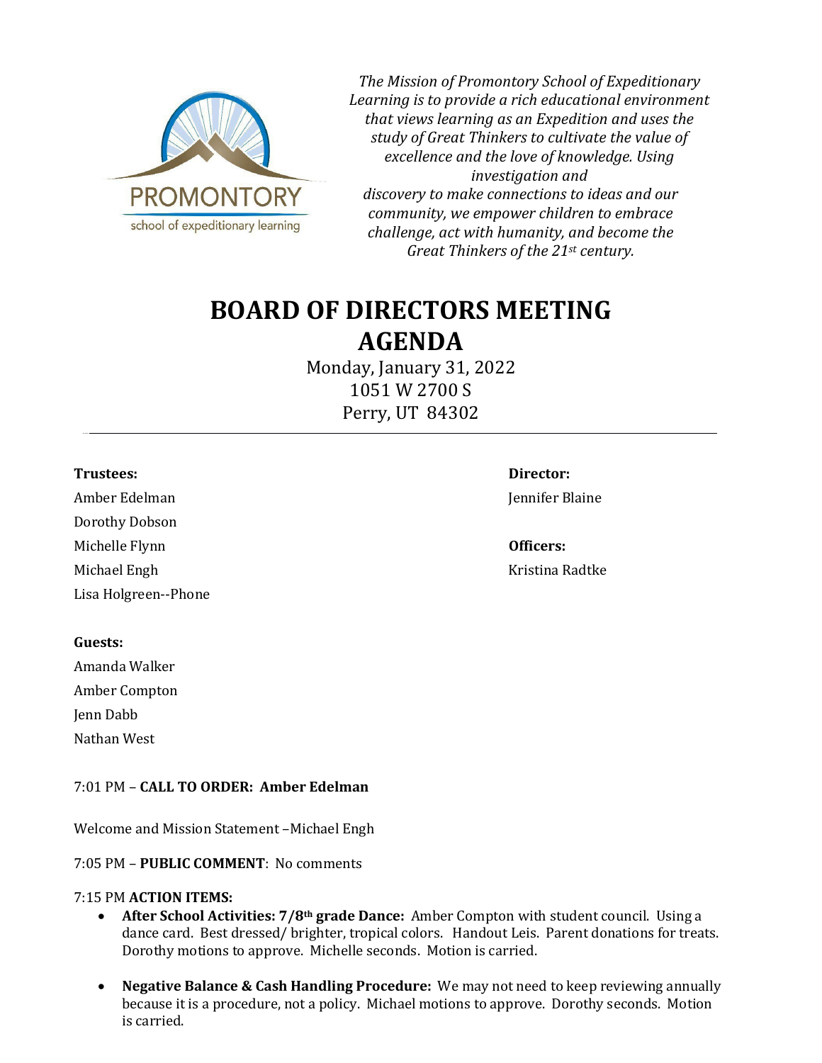PROMONTORY
school of expeditionary learning

*The Mission of Promontory School of Expeditionary Learning is to provide a rich educational environment that views learning as an Expedition and uses the study of Great Thinkers to cultivate the value of excellence and the love of knowledge. Using investigation and discovery to make connections to ideas and our community, we empower children to embrace challenge, act with humanity, and become the Great Thinkers of the 21st century.*

# BOARD OF DIRECTORS MEETING AGENDA

Monday, January 31, 2022
1051 W 2700 S
Perry, UT 84302

---

**Trustees:**

Amber Edelman
Dorothy Dobson
Michelle Flynn
Michael Engh
Lisa Holgreen--Phone

**Director:**

Jennifer Blaine

**Officers:**

Kristina Radtke

**Guests:**

Amanda Walker
Amber Compton
Jenn Dabb
Nathan West

7:01 PM – **CALL TO ORDER: Amber Edelman**

Welcome and Mission Statement –Michael Engh

7:05 PM – **PUBLIC COMMENT**: No comments

7:15 PM **ACTION ITEMS:**

- **After School Activities: 7/8th grade Dance:** Amber Compton with student council. Using a dance card. Best dressed/ brighter, tropical colors. Handout Leis. Parent donations for treats. Dorothy motions to approve. Michelle seconds. Motion is carried.
- **Negative Balance & Cash Handling Procedure:** We may not need to keep reviewing annually because it is a procedure, not a policy. Michael motions to approve. Dorothy seconds. Motion is carried.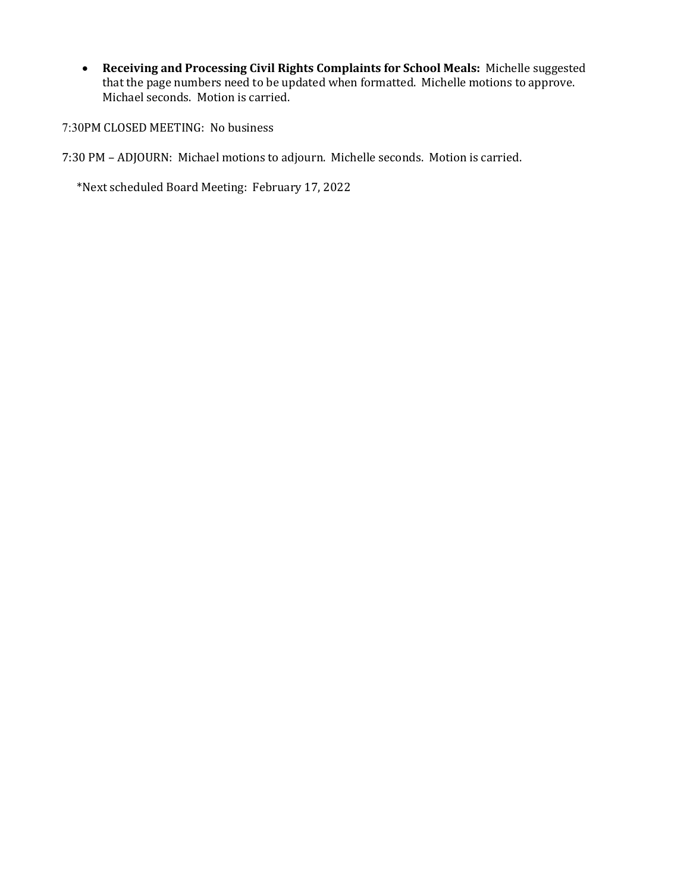- **Receiving and Processing Civil Rights Complaints for School Meals:** Michelle suggested that the page numbers need to be updated when formatted. Michelle motions to approve. Michael seconds. Motion is carried.

7:30PM CLOSED MEETING: No business

7:30 PM – ADJOURN: Michael motions to adjourn. Michelle seconds. Motion is carried.

*Next scheduled Board Meeting: February 17, 2022